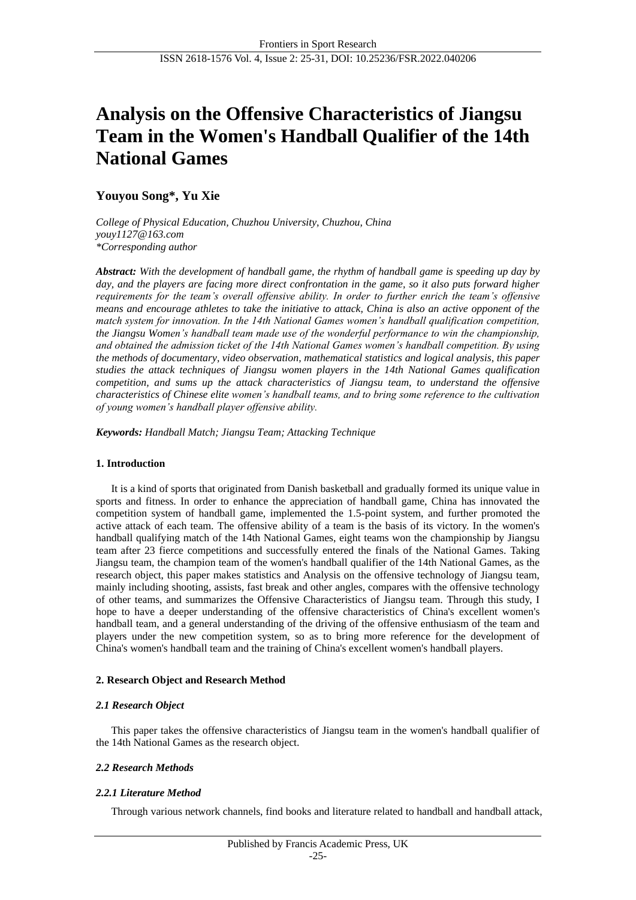# Analysis on the Offensive Characteristics of Jiangsu Team in the Women's Handball Qualifier of the 14th National Games

## Youyou Song*, Yu Xie

*College of Physical Education, Chuzhou University, Chuzhou, China*
*youy1127@163.com*
*\*Corresponding author*

***Abstract:*** *With the development of handball game, the rhythm of handball game is speeding up day by day, and the players are facing more direct confrontation in the game, so it also puts forward higher requirements for the team's overall offensive ability. In order to further enrich the team's offensive means and encourage athletes to take the initiative to attack, China is also an active opponent of the match system for innovation. In the 14th National Games women's handball qualification competition, the Jiangsu Women's handball team made use of the wonderful performance to win the championship, and obtained the admission ticket of the 14th National Games women's handball competition. By using the methods of documentary, video observation, mathematical statistics and logical analysis, this paper studies the attack techniques of Jiangsu women players in the 14th National Games qualification competition, and sums up the attack characteristics of Jiangsu team, to understand the offensive characteristics of Chinese elite women's handball teams, and to bring some reference to the cultivation of young women's handball player offensive ability.*

***Keywords:*** *Handball Match; Jiangsu Team; Attacking Technique*

### 1. Introduction

It is a kind of sports that originated from Danish basketball and gradually formed its unique value in sports and fitness. In order to enhance the appreciation of handball game, China has innovated the competition system of handball game, implemented the 1.5-point system, and further promoted the active attack of each team. The offensive ability of a team is the basis of its victory. In the women's handball qualifying match of the 14th National Games, eight teams won the championship by Jiangsu team after 23 fierce competitions and successfully entered the finals of the National Games. Taking Jiangsu team, the champion team of the women's handball qualifier of the 14th National Games, as the research object, this paper makes statistics and Analysis on the offensive technology of Jiangsu team, mainly including shooting, assists, fast break and other angles, compares with the offensive technology of other teams, and summarizes the Offensive Characteristics of Jiangsu team. Through this study, I hope to have a deeper understanding of the offensive characteristics of China's excellent women's handball team, and a general understanding of the driving of the offensive enthusiasm of the team and players under the new competition system, so as to bring more reference for the development of China's women's handball team and the training of China's excellent women's handball players.

### 2. Research Object and Research Method

#### *2.1 Research Object*

This paper takes the offensive characteristics of Jiangsu team in the women's handball qualifier of the 14th National Games as the research object.

#### *2.2 Research Methods*

##### *2.2.1 Literature Method*

Through various network channels, find books and literature related to handball and handball attack,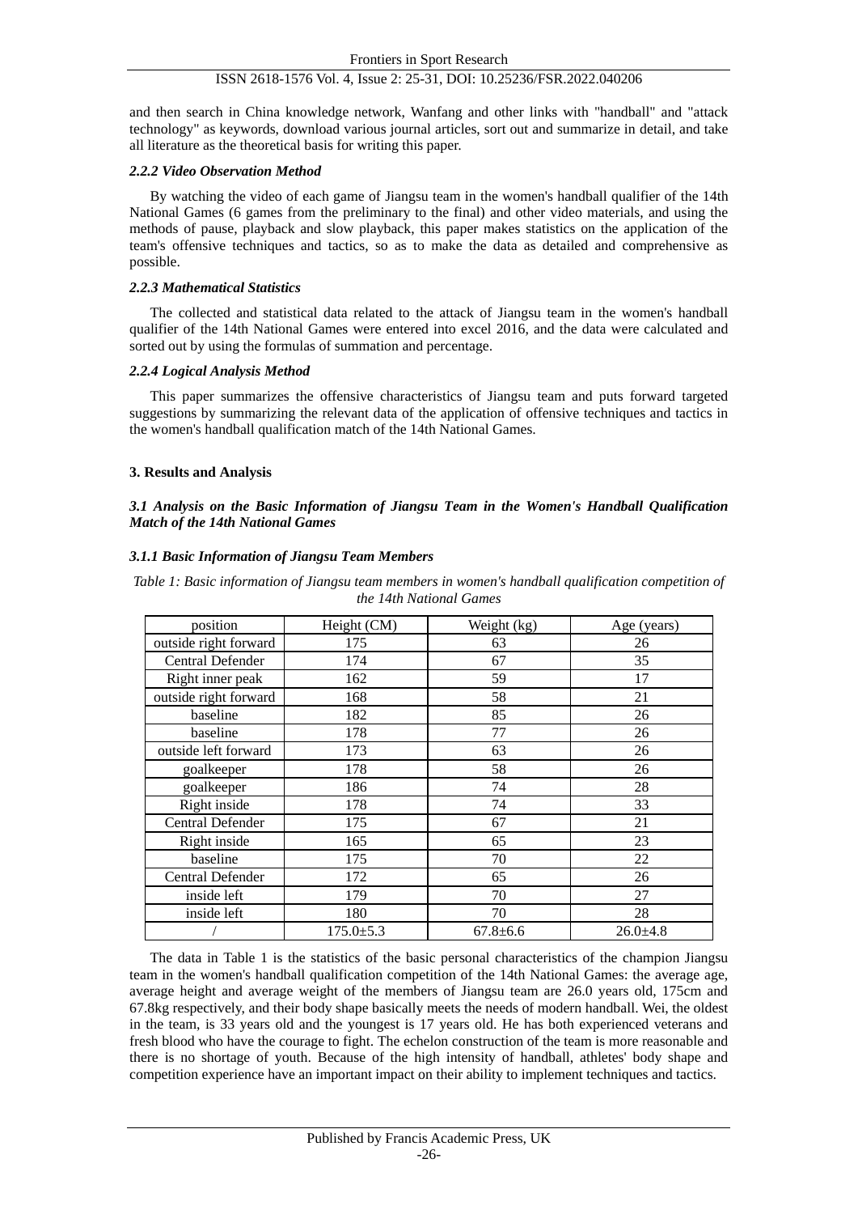and then search in China knowledge network, Wanfang and other links with "handball" and "attack technology" as keywords, download various journal articles, sort out and summarize in detail, and take all literature as the theoretical basis for writing this paper.

#### *2.2.2 Video Observation Method*

By watching the video of each game of Jiangsu team in the women's handball qualifier of the 14th National Games (6 games from the preliminary to the final) and other video materials, and using the methods of pause, playback and slow playback, this paper makes statistics on the application of the team's offensive techniques and tactics, so as to make the data as detailed and comprehensive as possible.

#### *2.2.3 Mathematical Statistics*

The collected and statistical data related to the attack of Jiangsu team in the women's handball qualifier of the 14th National Games were entered into excel 2016, and the data were calculated and sorted out by using the formulas of summation and percentage.

#### *2.2.4 Logical Analysis Method*

This paper summarizes the offensive characteristics of Jiangsu team and puts forward targeted suggestions by summarizing the relevant data of the application of offensive techniques and tactics in the women's handball qualification match of the 14th National Games.

## 3. Results and Analysis

### *3.1 Analysis on the Basic Information of Jiangsu Team in the Women's Handball Qualification Match of the 14th National Games*

#### *3.1.1 Basic Information of Jiangsu Team Members*

*Table 1: Basic information of Jiangsu team members in women's handball qualification competition of the 14th National Games*

| position | Height (CM) | Weight (kg) | Age (years) |
|---|---|---|---|
| outside right forward | 175 | 63 | 26 |
| Central Defender | 174 | 67 | 35 |
| Right inner peak | 162 | 59 | 17 |
| outside right forward | 168 | 58 | 21 |
| baseline | 182 | 85 | 26 |
| baseline | 178 | 77 | 26 |
| outside left forward | 173 | 63 | 26 |
| goalkeeper | 178 | 58 | 26 |
| goalkeeper | 186 | 74 | 28 |
| Right inside | 178 | 74 | 33 |
| Central Defender | 175 | 67 | 21 |
| Right inside | 165 | 65 | 23 |
| baseline | 175 | 70 | 22 |
| Central Defender | 172 | 65 | 26 |
| inside left | 179 | 70 | 27 |
| inside left | 180 | 70 | 28 |
| / | 175.0±5.3 | 67.8±6.6 | 26.0±4.8 |

The data in Table 1 is the statistics of the basic personal characteristics of the champion Jiangsu team in the women's handball qualification competition of the 14th National Games: the average age, average height and average weight of the members of Jiangsu team are 26.0 years old, 175cm and 67.8kg respectively, and their body shape basically meets the needs of modern handball. Wei, the oldest in the team, is 33 years old and the youngest is 17 years old. He has both experienced veterans and fresh blood who have the courage to fight. The echelon construction of the team is more reasonable and there is no shortage of youth. Because of the high intensity of handball, athletes' body shape and competition experience have an important impact on their ability to implement techniques and tactics.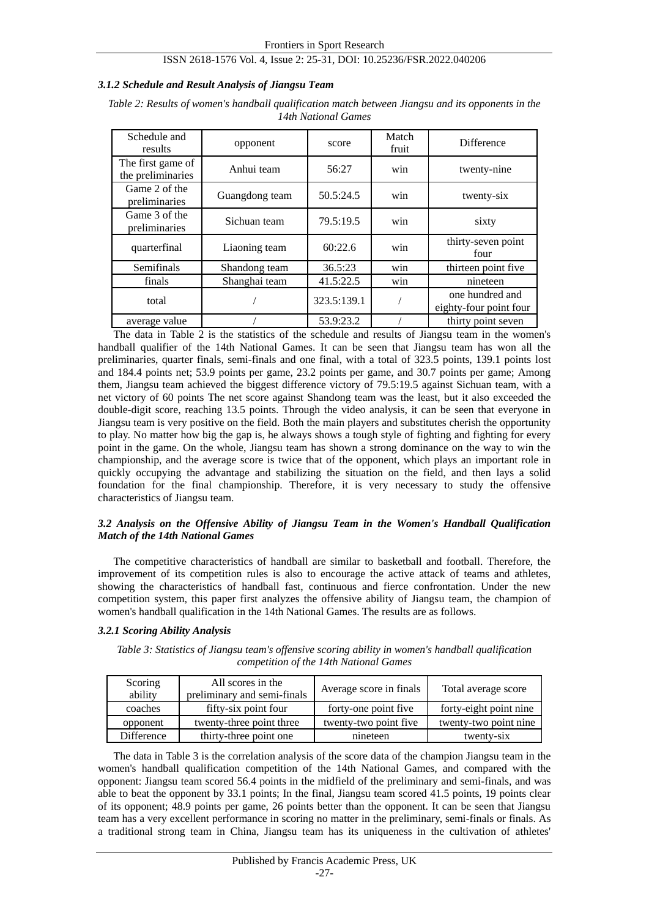### *3.1.2 Schedule and Result Analysis of Jiangsu Team*

*Table 2: Results of women's handball qualification match between Jiangsu and its opponents in the 14th National Games*

| Schedule and results | opponent | score | Match fruit | Difference |
|---|---|---|---|---|
| The first game of the preliminaries | Anhui team | 56:27 | win | twenty-nine |
| Game 2 of the preliminaries | Guangdong team | 50.5:24.5 | win | twenty-six |
| Game 3 of the preliminaries | Sichuan team | 79.5:19.5 | win | sixty |
| quarterfinal | Liaoning team | 60:22.6 | win | thirty-seven point four |
| Semifinals | Shandong team | 36.5:23 | win | thirteen point five |
| finals | Shanghai team | 41.5:22.5 | win | nineteen |
| total | / | 323.5:139.1 | / | one hundred and eighty-four point four |
| average value | / | 53.9:23.2 | / | thirty point seven |

The data in Table 2 is the statistics of the schedule and results of Jiangsu team in the women's handball qualifier of the 14th National Games. It can be seen that Jiangsu team has won all the preliminaries, quarter finals, semi-finals and one final, with a total of 323.5 points, 139.1 points lost and 184.4 points net; 53.9 points per game, 23.2 points per game, and 30.7 points per game; Among them, Jiangsu team achieved the biggest difference victory of 79.5:19.5 against Sichuan team, with a net victory of 60 points The net score against Shandong team was the least, but it also exceeded the double-digit score, reaching 13.5 points. Through the video analysis, it can be seen that everyone in Jiangsu team is very positive on the field. Both the main players and substitutes cherish the opportunity to play. No matter how big the gap is, he always shows a tough style of fighting and fighting for every point in the game. On the whole, Jiangsu team has shown a strong dominance on the way to win the championship, and the average score is twice that of the opponent, which plays an important role in quickly occupying the advantage and stabilizing the situation on the field, and then lays a solid foundation for the final championship. Therefore, it is very necessary to study the offensive characteristics of Jiangsu team.

### *3.2 Analysis on the Offensive Ability of Jiangsu Team in the Women's Handball Qualification Match of the 14th National Games*

The competitive characteristics of handball are similar to basketball and football. Therefore, the improvement of its competition rules is also to encourage the active attack of teams and athletes, showing the characteristics of handball fast, continuous and fierce confrontation. Under the new competition system, this paper first analyzes the offensive ability of Jiangsu team, the champion of women's handball qualification in the 14th National Games. The results are as follows.

#### *3.2.1 Scoring Ability Analysis*

*Table 3: Statistics of Jiangsu team's offensive scoring ability in women's handball qualification competition of the 14th National Games*

| Scoring ability | All scores in the preliminary and semi-finals | Average score in finals | Total average score |
|---|---|---|---|
| coaches | fifty-six point four | forty-one point five | forty-eight point nine |
| opponent | twenty-three point three | twenty-two point five | twenty-two point nine |
| Difference | thirty-three point one | nineteen | twenty-six |

The data in Table 3 is the correlation analysis of the score data of the champion Jiangsu team in the women's handball qualification competition of the 14th National Games, and compared with the opponent: Jiangsu team scored 56.4 points in the midfield of the preliminary and semi-finals, and was able to beat the opponent by 33.1 points; In the final, Jiangsu team scored 41.5 points, 19 points clear of its opponent; 48.9 points per game, 26 points better than the opponent. It can be seen that Jiangsu team has a very excellent performance in scoring no matter in the preliminary, semi-finals or finals. As a traditional strong team in China, Jiangsu team has its uniqueness in the cultivation of athletes'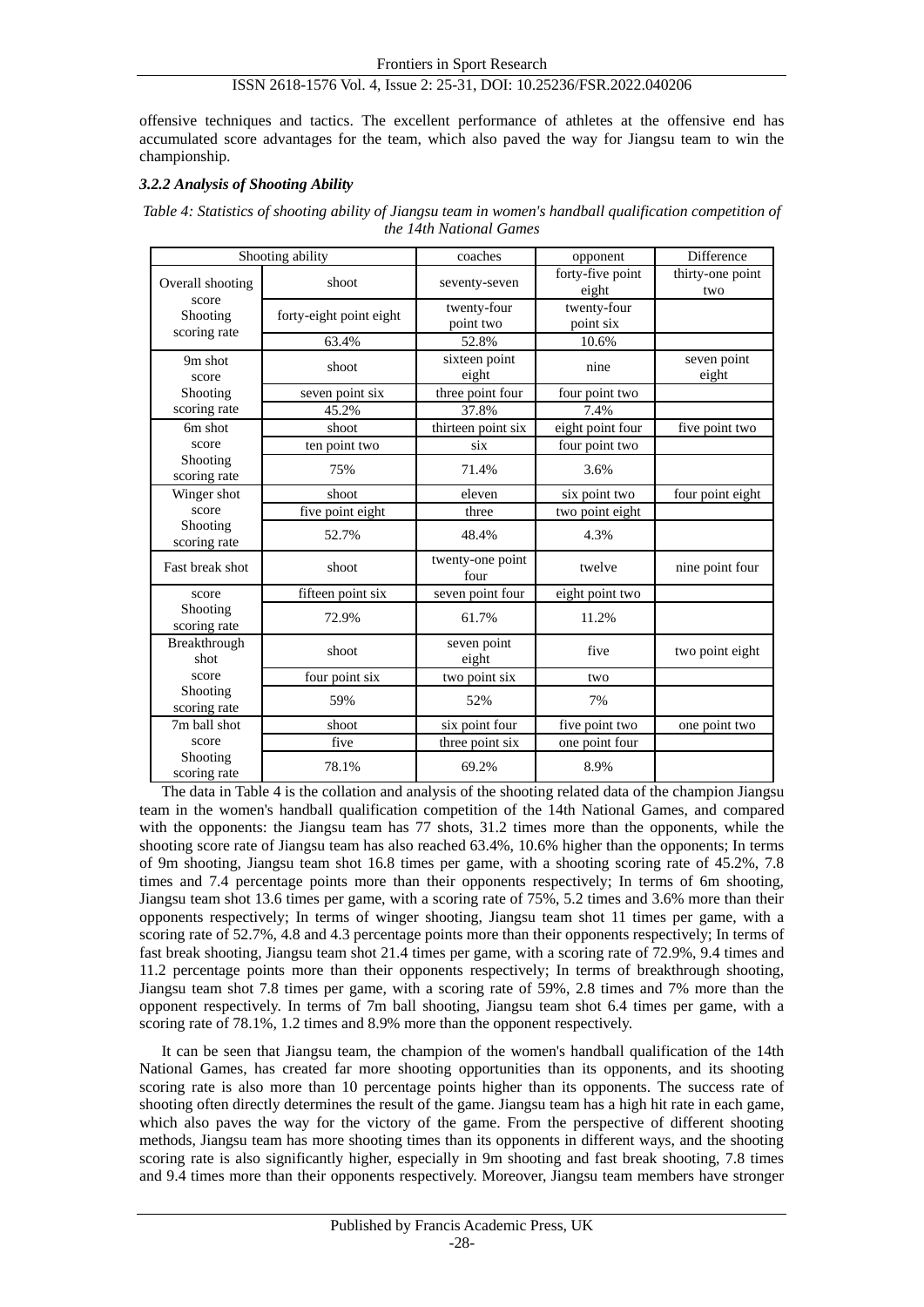offensive techniques and tactics. The excellent performance of athletes at the offensive end has accumulated score advantages for the team, which also paved the way for Jiangsu team to win the championship.

#### *3.2.2 Analysis of Shooting Ability*

*Table 4: Statistics of shooting ability of Jiangsu team in women's handball qualification competition of the 14th National Games*

| Shooting ability | | coaches | opponent | Difference |
|---|---|---|---|---|
| Overall shooting score Shooting scoring rate | shoot | seventy-seven | forty-five point eight | thirty-one point two |
| | forty-eight point eight | twenty-four point two | twenty-four point six | |
| | 63.4% | 52.8% | 10.6% | |
| 9m shot score | shoot | sixteen point eight | nine | seven point eight |
| Shooting | seven point six | three point four | four point two | |
| scoring rate | 45.2% | 37.8% | 7.4% | |
| 6m shot | shoot | thirteen point six | eight point four | five point two |
| score | ten point two | six | four point two | |
| Shooting scoring rate | 75% | 71.4% | 3.6% | |
| Winger shot | shoot | eleven | six point two | four point eight |
| score | five point eight | three | two point eight | |
| Shooting scoring rate | 52.7% | 48.4% | 4.3% | |
| Fast break shot | shoot | twenty-one point four | twelve | nine point four |
| score | fifteen point six | seven point four | eight point two | |
| Shooting scoring rate | 72.9% | 61.7% | 11.2% | |
| Breakthrough shot | shoot | seven point eight | five | two point eight |
| score | four point six | two point six | two | |
| Shooting scoring rate | 59% | 52% | 7% | |
| 7m ball shot | shoot | six point four | five point two | one point two |
| score | five | three point six | one point four | |
| Shooting scoring rate | 78.1% | 69.2% | 8.9% | |

The data in Table 4 is the collation and analysis of the shooting related data of the champion Jiangsu team in the women's handball qualification competition of the 14th National Games, and compared with the opponents: the Jiangsu team has 77 shots, 31.2 times more than the opponents, while the shooting score rate of Jiangsu team has also reached 63.4%, 10.6% higher than the opponents; In terms of 9m shooting, Jiangsu team shot 16.8 times per game, with a shooting scoring rate of 45.2%, 7.8 times and 7.4 percentage points more than their opponents respectively; In terms of 6m shooting, Jiangsu team shot 13.6 times per game, with a scoring rate of 75%, 5.2 times and 3.6% more than their opponents respectively; In terms of winger shooting, Jiangsu team shot 11 times per game, with a scoring rate of 52.7%, 4.8 and 4.3 percentage points more than their opponents respectively; In terms of fast break shooting, Jiangsu team shot 21.4 times per game, with a scoring rate of 72.9%, 9.4 times and 11.2 percentage points more than their opponents respectively; In terms of breakthrough shooting, Jiangsu team shot 7.8 times per game, with a scoring rate of 59%, 2.8 times and 7% more than the opponent respectively. In terms of 7m ball shooting, Jiangsu team shot 6.4 times per game, with a scoring rate of 78.1%, 1.2 times and 8.9% more than the opponent respectively.

It can be seen that Jiangsu team, the champion of the women's handball qualification of the 14th National Games, has created far more shooting opportunities than its opponents, and its shooting scoring rate is also more than 10 percentage points higher than its opponents. The success rate of shooting often directly determines the result of the game. Jiangsu team has a high hit rate in each game, which also paves the way for the victory of the game. From the perspective of different shooting methods, Jiangsu team has more shooting times than its opponents in different ways, and the shooting scoring rate is also significantly higher, especially in 9m shooting and fast break shooting, 7.8 times and 9.4 times more than their opponents respectively. Moreover, Jiangsu team members have stronger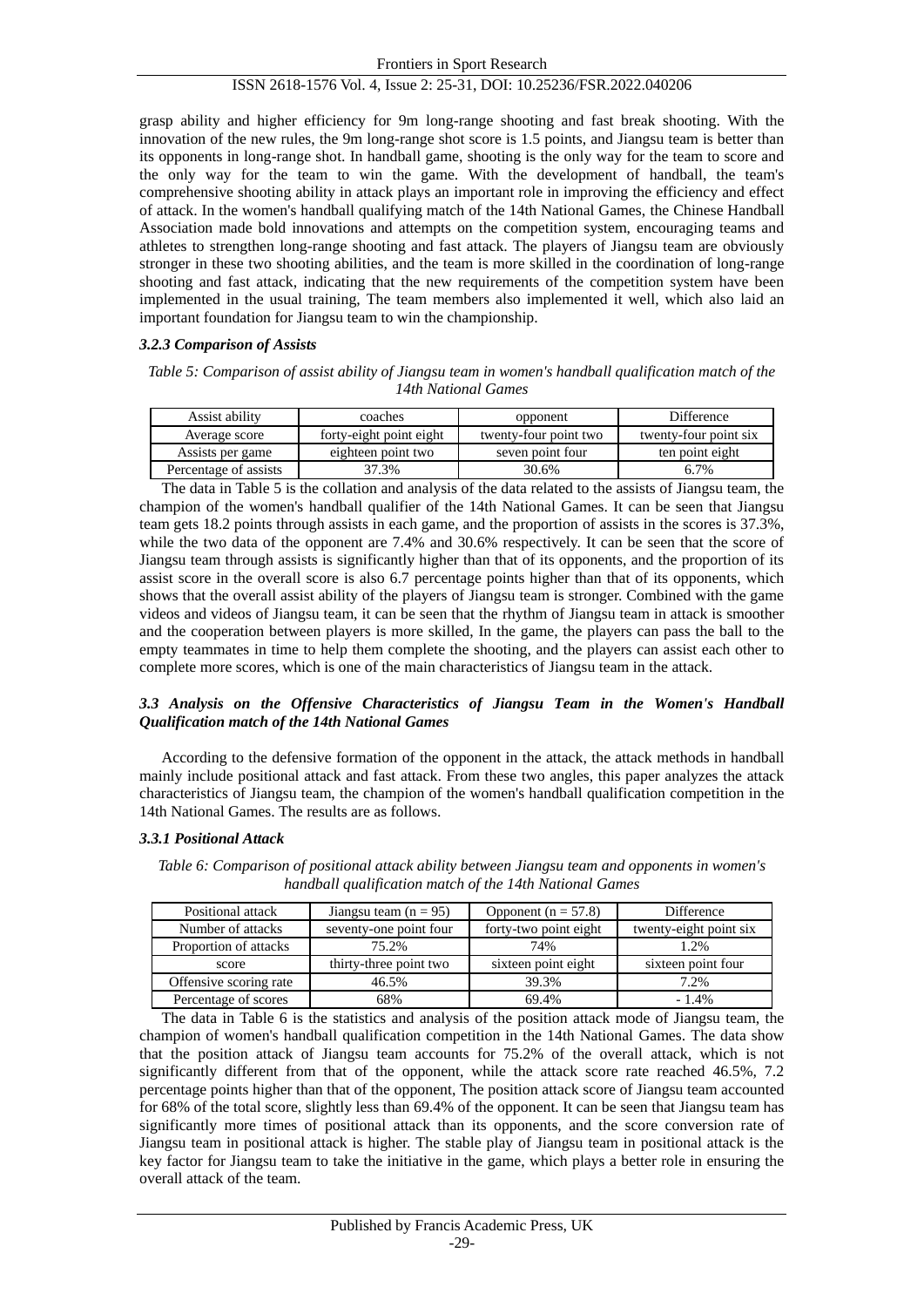grasp ability and higher efficiency for 9m long-range shooting and fast break shooting. With the innovation of the new rules, the 9m long-range shot score is 1.5 points, and Jiangsu team is better than its opponents in long-range shot. In handball game, shooting is the only way for the team to score and the only way for the team to win the game. With the development of handball, the team's comprehensive shooting ability in attack plays an important role in improving the efficiency and effect of attack. In the women's handball qualifying match of the 14th National Games, the Chinese Handball Association made bold innovations and attempts on the competition system, encouraging teams and athletes to strengthen long-range shooting and fast attack. The players of Jiangsu team are obviously stronger in these two shooting abilities, and the team is more skilled in the coordination of long-range shooting and fast attack, indicating that the new requirements of the competition system have been implemented in the usual training, The team members also implemented it well, which also laid an important foundation for Jiangsu team to win the championship.

#### *3.2.3 Comparison of Assists*

*Table 5: Comparison of assist ability of Jiangsu team in women's handball qualification match of the 14th National Games*

| Assist ability | coaches | opponent | Difference |
|---|---|---|---|
| Average score | forty-eight point eight | twenty-four point two | twenty-four point six |
| Assists per game | eighteen point two | seven point four | ten point eight |
| Percentage of assists | 37.3% | 30.6% | 6.7% |

The data in Table 5 is the collation and analysis of the data related to the assists of Jiangsu team, the champion of the women's handball qualifier of the 14th National Games. It can be seen that Jiangsu team gets 18.2 points through assists in each game, and the proportion of assists in the scores is 37.3%, while the two data of the opponent are 7.4% and 30.6% respectively. It can be seen that the score of Jiangsu team through assists is significantly higher than that of its opponents, and the proportion of its assist score in the overall score is also 6.7 percentage points higher than that of its opponents, which shows that the overall assist ability of the players of Jiangsu team is stronger. Combined with the game videos and videos of Jiangsu team, it can be seen that the rhythm of Jiangsu team in attack is smoother and the cooperation between players is more skilled, In the game, the players can pass the ball to the empty teammates in time to help them complete the shooting, and the players can assist each other to complete more scores, which is one of the main characteristics of Jiangsu team in the attack.

### *3.3 Analysis on the Offensive Characteristics of Jiangsu Team in the Women's Handball Qualification match of the 14th National Games*

According to the defensive formation of the opponent in the attack, the attack methods in handball mainly include positional attack and fast attack. From these two angles, this paper analyzes the attack characteristics of Jiangsu team, the champion of the women's handball qualification competition in the 14th National Games. The results are as follows.

#### *3.3.1 Positional Attack*

*Table 6: Comparison of positional attack ability between Jiangsu team and opponents in women's handball qualification match of the 14th National Games*

| Positional attack | Jiangsu team (n = 95) | Opponent (n = 57.8) | Difference |
|---|---|---|---|
| Number of attacks | seventy-one point four | forty-two point eight | twenty-eight point six |
| Proportion of attacks | 75.2% | 74% | 1.2% |
| score | thirty-three point two | sixteen point eight | sixteen point four |
| Offensive scoring rate | 46.5% | 39.3% | 7.2% |
| Percentage of scores | 68% | 69.4% | - 1.4% |

The data in Table 6 is the statistics and analysis of the position attack mode of Jiangsu team, the champion of women's handball qualification competition in the 14th National Games. The data show that the position attack of Jiangsu team accounts for 75.2% of the overall attack, which is not significantly different from that of the opponent, while the attack score rate reached 46.5%, 7.2 percentage points higher than that of the opponent, The position attack score of Jiangsu team accounted for 68% of the total score, slightly less than 69.4% of the opponent. It can be seen that Jiangsu team has significantly more times of positional attack than its opponents, and the score conversion rate of Jiangsu team in positional attack is higher. The stable play of Jiangsu team in positional attack is the key factor for Jiangsu team to take the initiative in the game, which plays a better role in ensuring the overall attack of the team.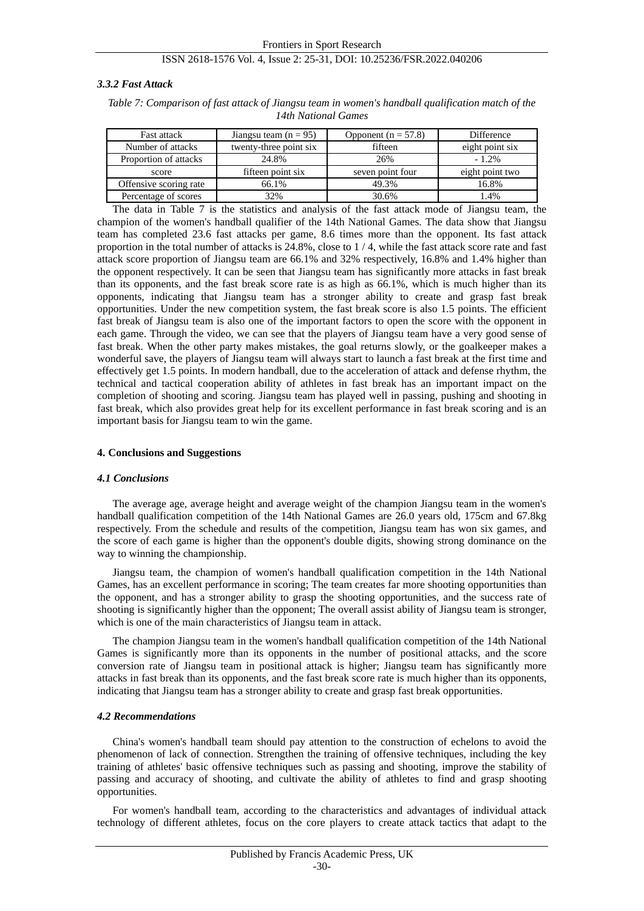### 3.3.2 Fast Attack

*Table 7: Comparison of fast attack of Jiangsu team in women's handball qualification match of the 14th National Games*

| Fast attack | Jiangsu team (n = 95) | Opponent (n = 57.8) | Difference |
|---|---|---|---|
| Number of attacks | twenty-three point six | fifteen | eight point six |
| Proportion of attacks | 24.8% | 26% | - 1.2% |
| score | fifteen point six | seven point four | eight point two |
| Offensive scoring rate | 66.1% | 49.3% | 16.8% |
| Percentage of scores | 32% | 30.6% | 1.4% |

The data in Table 7 is the statistics and analysis of the fast attack mode of Jiangsu team, the champion of the women's handball qualifier of the 14th National Games. The data show that Jiangsu team has completed 23.6 fast attacks per game, 8.6 times more than the opponent. Its fast attack proportion in the total number of attacks is 24.8%, close to 1 / 4, while the fast attack score rate and fast attack score proportion of Jiangsu team are 66.1% and 32% respectively, 16.8% and 1.4% higher than the opponent respectively. It can be seen that Jiangsu team has significantly more attacks in fast break than its opponents, and the fast break score rate is as high as 66.1%, which is much higher than its opponents, indicating that Jiangsu team has a stronger ability to create and grasp fast break opportunities. Under the new competition system, the fast break score is also 1.5 points. The efficient fast break of Jiangsu team is also one of the important factors to open the score with the opponent in each game. Through the video, we can see that the players of Jiangsu team have a very good sense of fast break. When the other party makes mistakes, the goal returns slowly, or the goalkeeper makes a wonderful save, the players of Jiangsu team will always start to launch a fast break at the first time and effectively get 1.5 points. In modern handball, due to the acceleration of attack and defense rhythm, the technical and tactical cooperation ability of athletes in fast break has an important impact on the completion of shooting and scoring. Jiangsu team has played well in passing, pushing and shooting in fast break, which also provides great help for its excellent performance in fast break scoring and is an important basis for Jiangsu team to win the game.

## 4. Conclusions and Suggestions

### 4.1 Conclusions

The average age, average height and average weight of the champion Jiangsu team in the women's handball qualification competition of the 14th National Games are 26.0 years old, 175cm and 67.8kg respectively. From the schedule and results of the competition, Jiangsu team has won six games, and the score of each game is higher than the opponent's double digits, showing strong dominance on the way to winning the championship.

Jiangsu team, the champion of women's handball qualification competition in the 14th National Games, has an excellent performance in scoring; The team creates far more shooting opportunities than the opponent, and has a stronger ability to grasp the shooting opportunities, and the success rate of shooting is significantly higher than the opponent; The overall assist ability of Jiangsu team is stronger, which is one of the main characteristics of Jiangsu team in attack.

The champion Jiangsu team in the women's handball qualification competition of the 14th National Games is significantly more than its opponents in the number of positional attacks, and the score conversion rate of Jiangsu team in positional attack is higher; Jiangsu team has significantly more attacks in fast break than its opponents, and the fast break score rate is much higher than its opponents, indicating that Jiangsu team has a stronger ability to create and grasp fast break opportunities.

### 4.2 Recommendations

China's women's handball team should pay attention to the construction of echelons to avoid the phenomenon of lack of connection. Strengthen the training of offensive techniques, including the key training of athletes' basic offensive techniques such as passing and shooting, improve the stability of passing and accuracy of shooting, and cultivate the ability of athletes to find and grasp shooting opportunities.

For women's handball team, according to the characteristics and advantages of individual attack technology of different athletes, focus on the core players to create attack tactics that adapt to the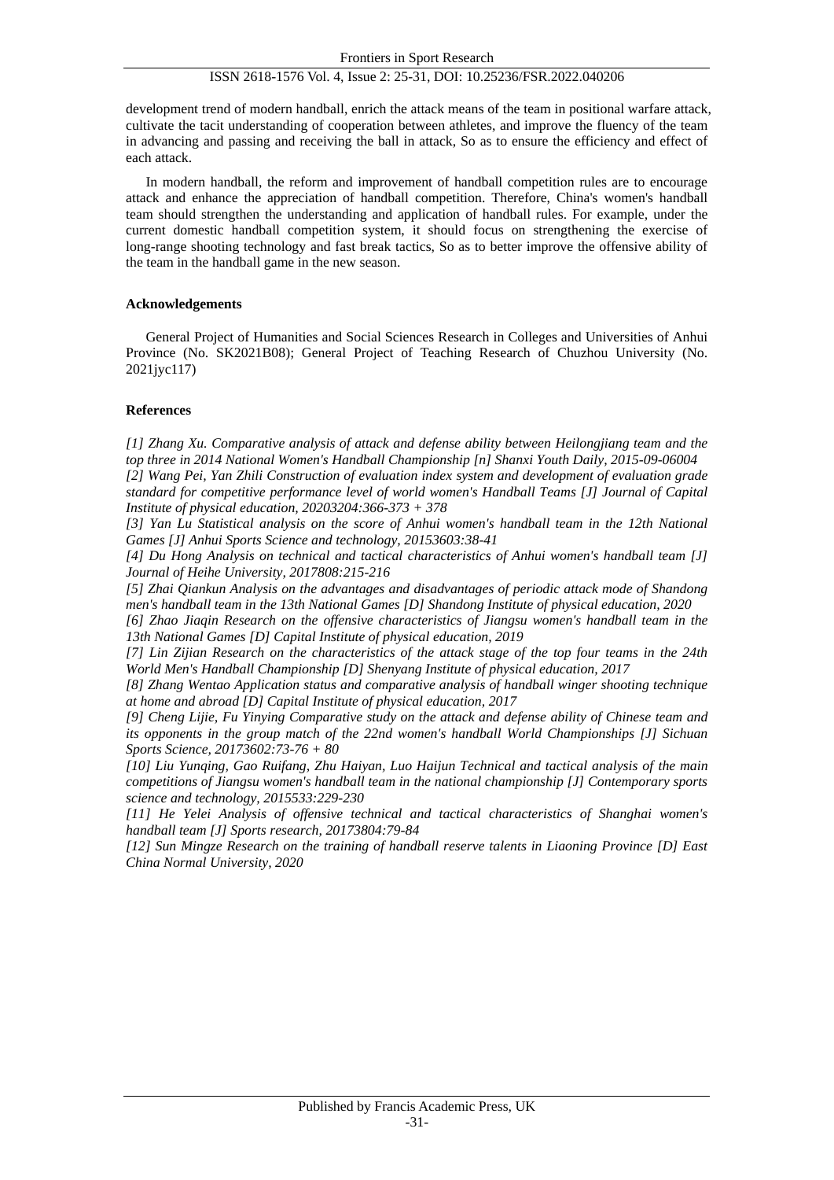development trend of modern handball, enrich the attack means of the team in positional warfare attack, cultivate the tacit understanding of cooperation between athletes, and improve the fluency of the team in advancing and passing and receiving the ball in attack, So as to ensure the efficiency and effect of each attack.

In modern handball, the reform and improvement of handball competition rules are to encourage attack and enhance the appreciation of handball competition. Therefore, China's women's handball team should strengthen the understanding and application of handball rules. For example, under the current domestic handball competition system, it should focus on strengthening the exercise of long-range shooting technology and fast break tactics, So as to better improve the offensive ability of the team in the handball game in the new season.

## Acknowledgements

General Project of Humanities and Social Sciences Research in Colleges and Universities of Anhui Province (No. SK2021B08); General Project of Teaching Research of Chuzhou University (No. 2021jyc117)

## References

*[1] Zhang Xu. Comparative analysis of attack and defense ability between Heilongjiang team and the top three in 2014 National Women's Handball Championship [n] Shanxi Youth Daily, 2015-09-06004*

*[2] Wang Pei, Yan Zhili Construction of evaluation index system and development of evaluation grade standard for competitive performance level of world women's Handball Teams [J] Journal of Capital Institute of physical education, 20203204:366-373 + 378*

*[3] Yan Lu Statistical analysis on the score of Anhui women's handball team in the 12th National Games [J] Anhui Sports Science and technology, 20153603:38-41*

*[4] Du Hong Analysis on technical and tactical characteristics of Anhui women's handball team [J] Journal of Heihe University, 2017808:215-216*

*[5] Zhai Qiankun Analysis on the advantages and disadvantages of periodic attack mode of Shandong men's handball team in the 13th National Games [D] Shandong Institute of physical education, 2020*

*[6] Zhao Jiaqin Research on the offensive characteristics of Jiangsu women's handball team in the 13th National Games [D] Capital Institute of physical education, 2019*

*[7] Lin Zijian Research on the characteristics of the attack stage of the top four teams in the 24th World Men's Handball Championship [D] Shenyang Institute of physical education, 2017*

*[8] Zhang Wentao Application status and comparative analysis of handball winger shooting technique at home and abroad [D] Capital Institute of physical education, 2017*

*[9] Cheng Lijie, Fu Yinying Comparative study on the attack and defense ability of Chinese team and its opponents in the group match of the 22nd women's handball World Championships [J] Sichuan Sports Science, 20173602:73-76 + 80*

*[10] Liu Yunqing, Gao Ruifang, Zhu Haiyan, Luo Haijun Technical and tactical analysis of the main competitions of Jiangsu women's handball team in the national championship [J] Contemporary sports science and technology, 2015533:229-230*

*[11] He Yelei Analysis of offensive technical and tactical characteristics of Shanghai women's handball team [J] Sports research, 20173804:79-84*

*[12] Sun Mingze Research on the training of handball reserve talents in Liaoning Province [D] East China Normal University, 2020*